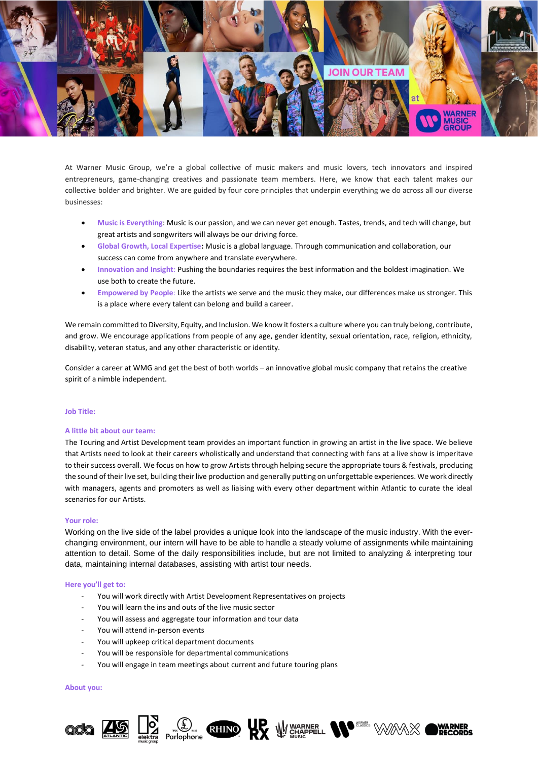At Warner Music Group, we're a global collective of music makers and music lovers, tech innovators and inspired entrepreneurs, game-changing creatives and passionate team members. Here, we know that each talent makes our collective bolder and brighter. We are guided by four core principles that underpin everything we do across all our diverse businesses:

- **Music is Everything**: Music is our passion, and we can never get enough. Tastes, trends, and tech will change, but great artists and songwriters will always be our driving force.
- **Global Growth, Local Expertise:** Music is a global language. Through communication and collaboration, our success can come from anywhere and translate everywhere.
- **Innovation and Insight**: Pushing the boundaries requires the best information and the boldest imagination. We use both to create the future.
- **Empowered by People**: Like the artists we serve and the music they make, our differences make us stronger. This is a place where every talent can belong and build a career.

We remain committed to Diversity, Equity, and Inclusion. We know it fosters a culture where you can truly belong, contribute, and grow. We encourage applications from people of any age, gender identity, sexual orientation, race, religion, ethnicity, disability, veteran status, and any other characteristic or identity.

Consider a career at WMG and get the best of both worlds – an innovative global music company that retains the creative spirit of a nimble independent.

**Job Title:**

**A little bit about our team:**

The Touring and Artist Development team provides an important function in growing an artist in the live space. We believe that Artists need to look at their careers wholistically and understand that connecting with fans at a live show is imperitave to their success overall. We focus on how to grow Artists through helping secure the appropriate tours & festivals, producing the sound of their live set, building their live production and generally putting on unforgettable experiences. We work directly with managers, agents and promoters as well as liaising with every other department within Atlantic to curate the ideal scenarios for our Artists.

**Your role:**

Working on the live side of the label provides a unique look into the landscape of the music industry. With the ever-changing environment, our intern will have to be able to handle a steady volume of assignments while maintaining attention to detail. Some of the daily responsibilities include, but are not limited to analyzing & interpreting tour data, maintaining internal databases, assisting with artist tour needs.

**Here you'll get to:**

- You will work directly with Artist Development Representatives on projects
- You will learn the ins and outs of the live music sector
- You will assess and aggregate tour information and tour data
- You will attend in-person events
- You will upkeep critical department documents
- You will be responsible for departmental communications
- You will engage in team meetings about current and future touring plans

**About you:**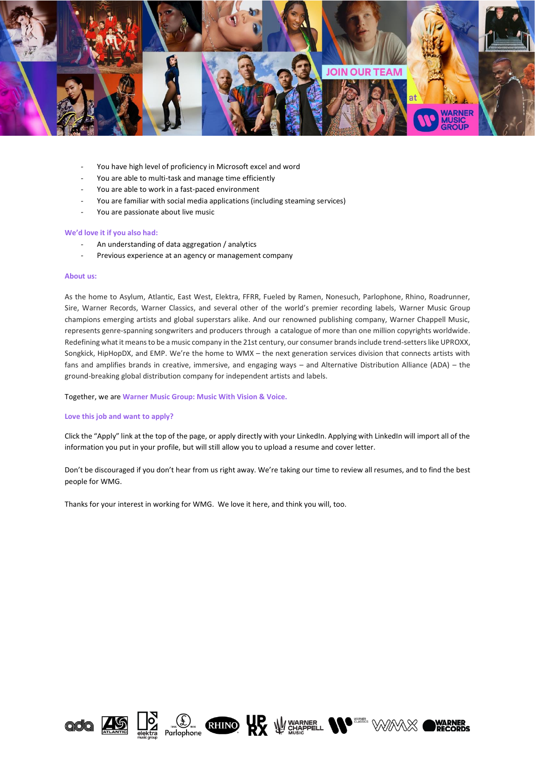- You have high level of proficiency in Microsoft excel and word
- You are able to multi-task and manage time efficiently
- You are able to work in a fast-paced environment
- You are familiar with social media applications (including steaming services)
- You are passionate about live music

**We'd love it if you also had:**

- An understanding of data aggregation / analytics
- Previous experience at an agency or management company

**About us:**

As the home to Asylum, Atlantic, East West, Elektra, FFRR, Fueled by Ramen, Nonesuch, Parlophone, Rhino, Roadrunner, Sire, Warner Records, Warner Classics, and several other of the world's premier recording labels, Warner Music Group champions emerging artists and global superstars alike. And our renowned publishing company, Warner Chappell Music, represents genre-spanning songwriters and producers through a catalogue of more than one million copyrights worldwide. Redefining what it means to be a music company in the 21st century, our consumer brands include trend-setters like UPROXX, Songkick, HipHopDX, and EMP. We're the home to WMX – the next generation services division that connects artists with fans and amplifies brands in creative, immersive, and engaging ways – and Alternative Distribution Alliance (ADA) – the ground-breaking global distribution company for independent artists and labels.

Together, we are **Warner Music Group: Music With Vision & Voice.**

**Love this job and want to apply?**

Click the "Apply" link at the top of the page, or apply directly with your LinkedIn. Applying with LinkedIn will import all of the information you put in your profile, but will still allow you to upload a resume and cover letter.

Don't be discouraged if you don't hear from us right away. We're taking our time to review all resumes, and to find the best people for WMG.

Thanks for your interest in working for WMG. We love it here, and think you will, too.